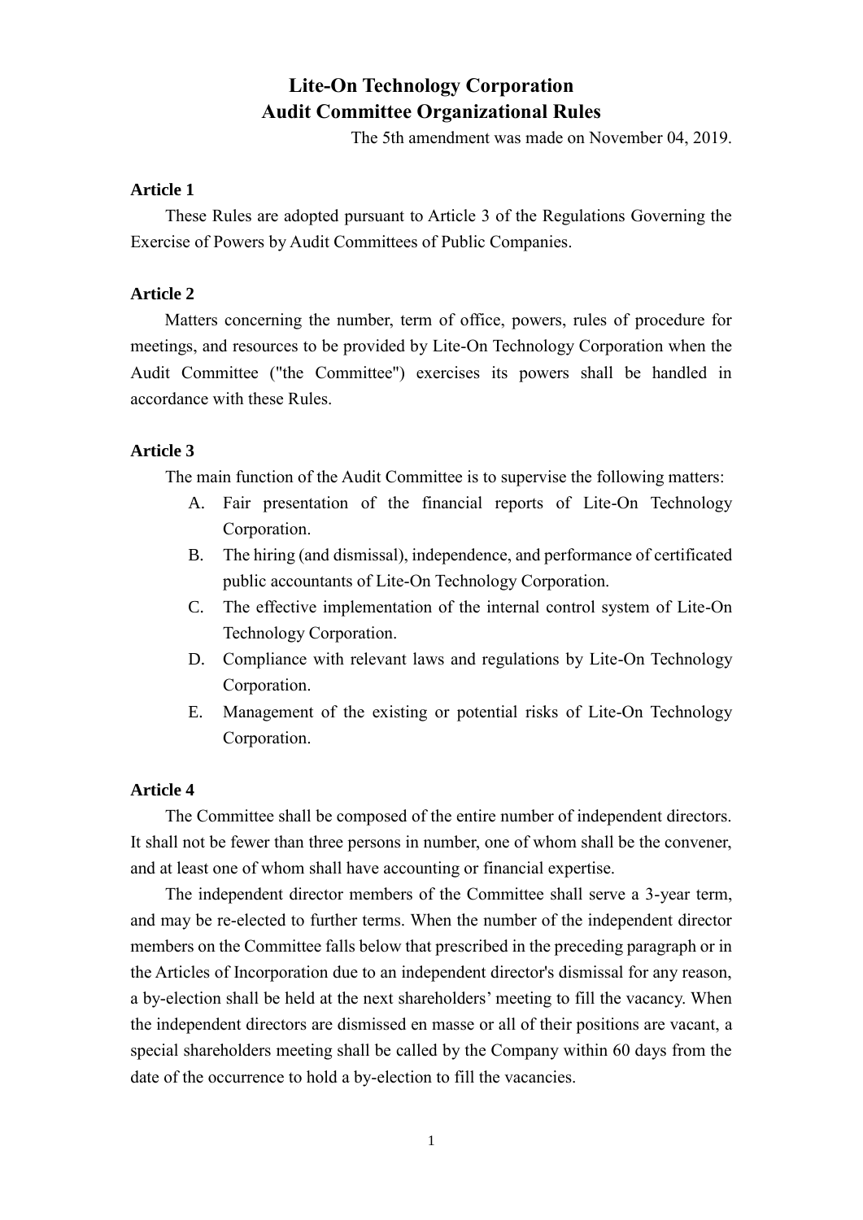# Lite-On Technology Corporation
# Audit Committee Organizational Rules

The 5th amendment was made on November 04, 2019.

**Article 1**

These Rules are adopted pursuant to Article 3 of the Regulations Governing the Exercise of Powers by Audit Committees of Public Companies.

**Article 2**

Matters concerning the number, term of office, powers, rules of procedure for meetings, and resources to be provided by Lite-On Technology Corporation when the Audit Committee ("the Committee") exercises its powers shall be handled in accordance with these Rules.

**Article 3**

The main function of the Audit Committee is to supervise the following matters:

A. Fair presentation of the financial reports of Lite-On Technology Corporation.
B. The hiring (and dismissal), independence, and performance of certificated public accountants of Lite-On Technology Corporation.
C. The effective implementation of the internal control system of Lite-On Technology Corporation.
D. Compliance with relevant laws and regulations by Lite-On Technology Corporation.
E. Management of the existing or potential risks of Lite-On Technology Corporation.

**Article 4**

The Committee shall be composed of the entire number of independent directors. It shall not be fewer than three persons in number, one of whom shall be the convener, and at least one of whom shall have accounting or financial expertise.

The independent director members of the Committee shall serve a 3-year term, and may be re-elected to further terms. When the number of the independent director members on the Committee falls below that prescribed in the preceding paragraph or in the Articles of Incorporation due to an independent director's dismissal for any reason, a by-election shall be held at the next shareholders' meeting to fill the vacancy. When the independent directors are dismissed en masse or all of their positions are vacant, a special shareholders meeting shall be called by the Company within 60 days from the date of the occurrence to hold a by-election to fill the vacancies.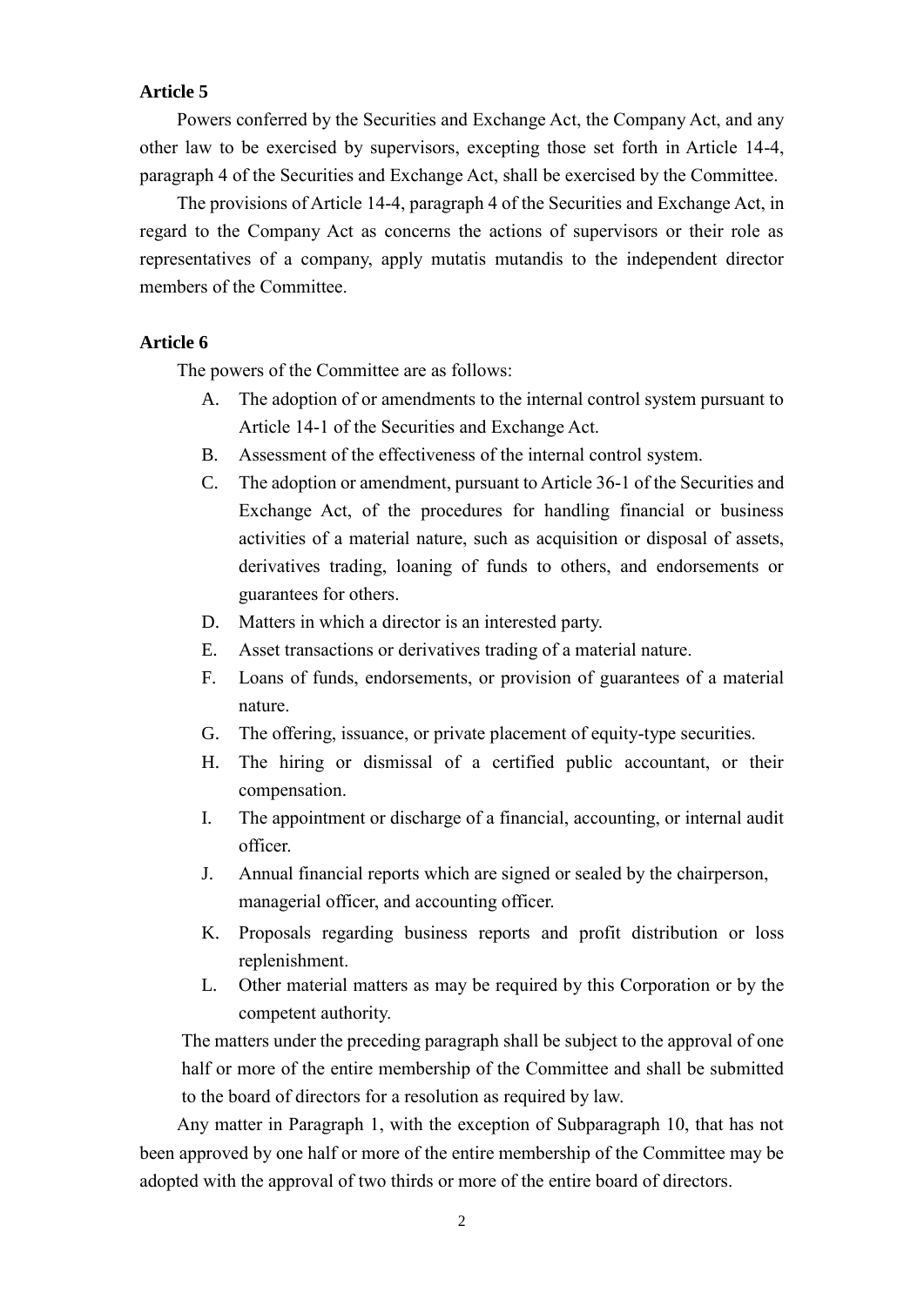**Article 5**

Powers conferred by the Securities and Exchange Act, the Company Act, and any other law to be exercised by supervisors, excepting those set forth in Article 14-4, paragraph 4 of the Securities and Exchange Act, shall be exercised by the Committee.

The provisions of Article 14-4, paragraph 4 of the Securities and Exchange Act, in regard to the Company Act as concerns the actions of supervisors or their role as representatives of a company, apply mutatis mutandis to the independent director members of the Committee.

**Article 6**

The powers of the Committee are as follows:

A. The adoption of or amendments to the internal control system pursuant to Article 14-1 of the Securities and Exchange Act.
B. Assessment of the effectiveness of the internal control system.
C. The adoption or amendment, pursuant to Article 36-1 of the Securities and Exchange Act, of the procedures for handling financial or business activities of a material nature, such as acquisition or disposal of assets, derivatives trading, loaning of funds to others, and endorsements or guarantees for others.
D. Matters in which a director is an interested party.
E. Asset transactions or derivatives trading of a material nature.
F. Loans of funds, endorsements, or provision of guarantees of a material nature.
G. The offering, issuance, or private placement of equity-type securities.
H. The hiring or dismissal of a certified public accountant, or their compensation.
I. The appointment or discharge of a financial, accounting, or internal audit officer.
J. Annual financial reports which are signed or sealed by the chairperson, managerial officer, and accounting officer.
K. Proposals regarding business reports and profit distribution or loss replenishment.
L. Other material matters as may be required by this Corporation or by the competent authority.

The matters under the preceding paragraph shall be subject to the approval of one half or more of the entire membership of the Committee and shall be submitted to the board of directors for a resolution as required by law.

Any matter in Paragraph 1, with the exception of Subparagraph 10, that has not been approved by one half or more of the entire membership of the Committee may be adopted with the approval of two thirds or more of the entire board of directors.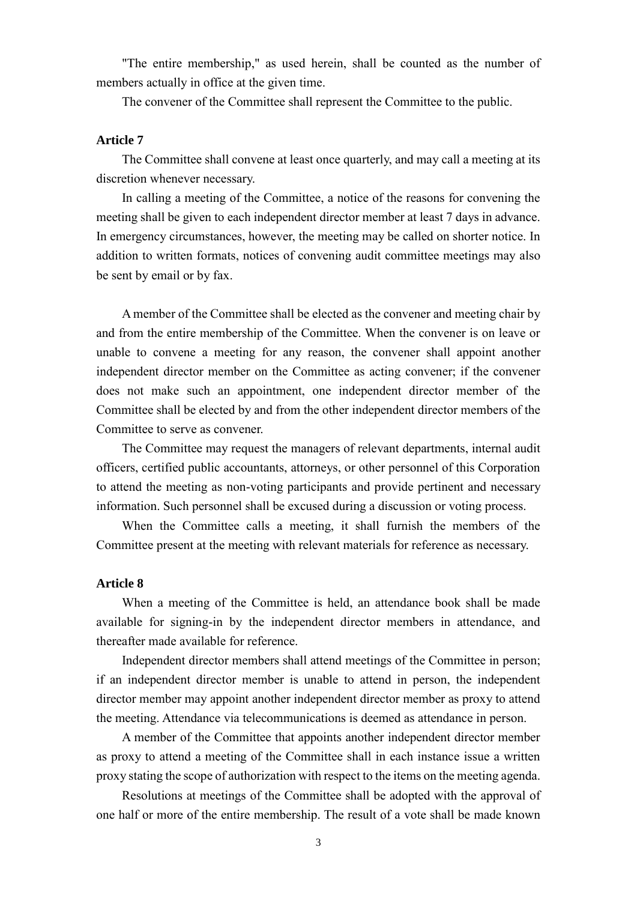"The entire membership," as used herein, shall be counted as the number of members actually in office at the given time.

The convener of the Committee shall represent the Committee to the public.

**Article 7**

The Committee shall convene at least once quarterly, and may call a meeting at its discretion whenever necessary.

In calling a meeting of the Committee, a notice of the reasons for convening the meeting shall be given to each independent director member at least 7 days in advance. In emergency circumstances, however, the meeting may be called on shorter notice. In addition to written formats, notices of convening audit committee meetings may also be sent by email or by fax.

A member of the Committee shall be elected as the convener and meeting chair by and from the entire membership of the Committee. When the convener is on leave or unable to convene a meeting for any reason, the convener shall appoint another independent director member on the Committee as acting convener; if the convener does not make such an appointment, one independent director member of the Committee shall be elected by and from the other independent director members of the Committee to serve as convener.

The Committee may request the managers of relevant departments, internal audit officers, certified public accountants, attorneys, or other personnel of this Corporation to attend the meeting as non-voting participants and provide pertinent and necessary information. Such personnel shall be excused during a discussion or voting process.

When the Committee calls a meeting, it shall furnish the members of the Committee present at the meeting with relevant materials for reference as necessary.

**Article 8**

When a meeting of the Committee is held, an attendance book shall be made available for signing-in by the independent director members in attendance, and thereafter made available for reference.

Independent director members shall attend meetings of the Committee in person; if an independent director member is unable to attend in person, the independent director member may appoint another independent director member as proxy to attend the meeting. Attendance via telecommunications is deemed as attendance in person.

A member of the Committee that appoints another independent director member as proxy to attend a meeting of the Committee shall in each instance issue a written proxy stating the scope of authorization with respect to the items on the meeting agenda.

Resolutions at meetings of the Committee shall be adopted with the approval of one half or more of the entire membership. The result of a vote shall be made known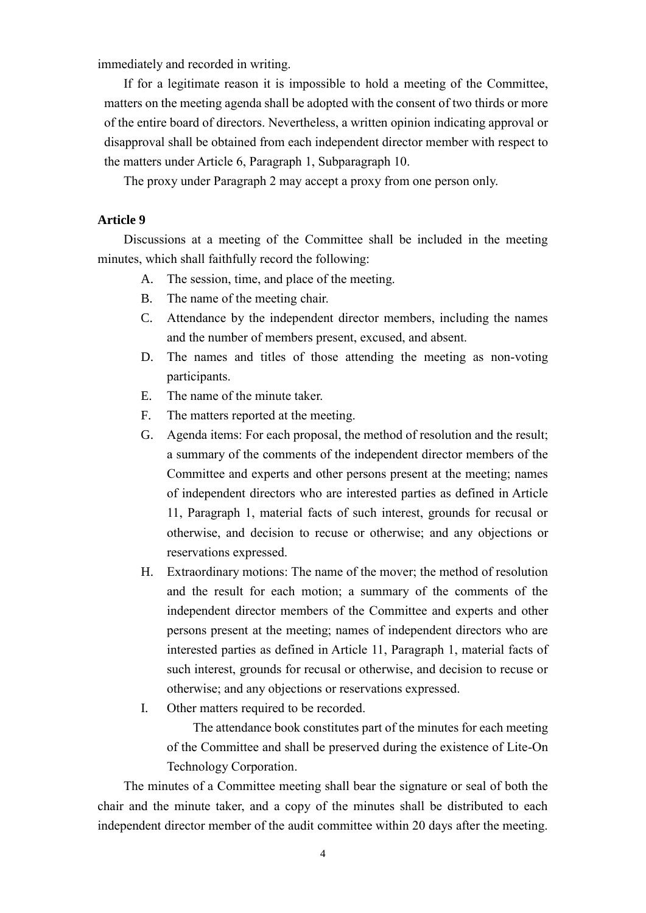immediately and recorded in writing.

If for a legitimate reason it is impossible to hold a meeting of the Committee, matters on the meeting agenda shall be adopted with the consent of two thirds or more of the entire board of directors. Nevertheless, a written opinion indicating approval or disapproval shall be obtained from each independent director member with respect to the matters under Article 6, Paragraph 1, Subparagraph 10.

The proxy under Paragraph 2 may accept a proxy from one person only.

**Article 9**

Discussions at a meeting of the Committee shall be included in the meeting minutes, which shall faithfully record the following:

A. The session, time, and place of the meeting.

B. The name of the meeting chair.

C. Attendance by the independent director members, including the names and the number of members present, excused, and absent.

D. The names and titles of those attending the meeting as non-voting participants.

E. The name of the minute taker.

F. The matters reported at the meeting.

G. Agenda items: For each proposal, the method of resolution and the result; a summary of the comments of the independent director members of the Committee and experts and other persons present at the meeting; names of independent directors who are interested parties as defined in Article 11, Paragraph 1, material facts of such interest, grounds for recusal or otherwise, and decision to recuse or otherwise; and any objections or reservations expressed.

H. Extraordinary motions: The name of the mover; the method of resolution and the result for each motion; a summary of the comments of the independent director members of the Committee and experts and other persons present at the meeting; names of independent directors who are interested parties as defined in Article 11, Paragraph 1, material facts of such interest, grounds for recusal or otherwise, and decision to recuse or otherwise; and any objections or reservations expressed.

I. Other matters required to be recorded.

The attendance book constitutes part of the minutes for each meeting of the Committee and shall be preserved during the existence of Lite-On Technology Corporation.

The minutes of a Committee meeting shall bear the signature or seal of both the chair and the minute taker, and a copy of the minutes shall be distributed to each independent director member of the audit committee within 20 days after the meeting.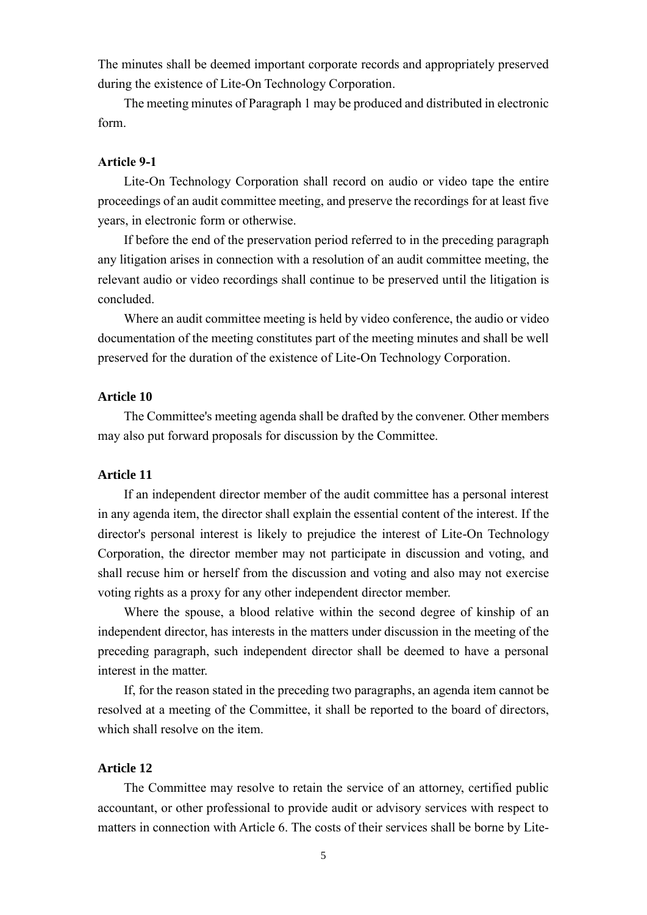The minutes shall be deemed important corporate records and appropriately preserved during the existence of Lite-On Technology Corporation.

The meeting minutes of Paragraph 1 may be produced and distributed in electronic form.

**Article 9-1**

Lite-On Technology Corporation shall record on audio or video tape the entire proceedings of an audit committee meeting, and preserve the recordings for at least five years, in electronic form or otherwise.

If before the end of the preservation period referred to in the preceding paragraph any litigation arises in connection with a resolution of an audit committee meeting, the relevant audio or video recordings shall continue to be preserved until the litigation is concluded.

Where an audit committee meeting is held by video conference, the audio or video documentation of the meeting constitutes part of the meeting minutes and shall be well preserved for the duration of the existence of Lite-On Technology Corporation.

**Article 10**

The Committee's meeting agenda shall be drafted by the convener. Other members may also put forward proposals for discussion by the Committee.

**Article 11**

If an independent director member of the audit committee has a personal interest in any agenda item, the director shall explain the essential content of the interest. If the director's personal interest is likely to prejudice the interest of Lite-On Technology Corporation, the director member may not participate in discussion and voting, and shall recuse him or herself from the discussion and voting and also may not exercise voting rights as a proxy for any other independent director member.

Where the spouse, a blood relative within the second degree of kinship of an independent director, has interests in the matters under discussion in the meeting of the preceding paragraph, such independent director shall be deemed to have a personal interest in the matter.

If, for the reason stated in the preceding two paragraphs, an agenda item cannot be resolved at a meeting of the Committee, it shall be reported to the board of directors, which shall resolve on the item.

**Article 12**

The Committee may resolve to retain the service of an attorney, certified public accountant, or other professional to provide audit or advisory services with respect to matters in connection with Article 6. The costs of their services shall be borne by Lite-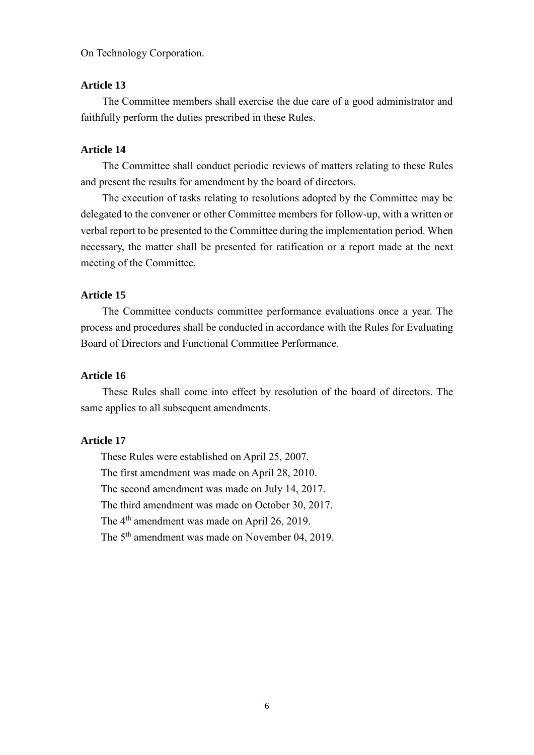On Technology Corporation.

**Article 13**

The Committee members shall exercise the due care of a good administrator and faithfully perform the duties prescribed in these Rules.

**Article 14**

The Committee shall conduct periodic reviews of matters relating to these Rules and present the results for amendment by the board of directors.

The execution of tasks relating to resolutions adopted by the Committee may be delegated to the convener or other Committee members for follow-up, with a written or verbal report to be presented to the Committee during the implementation period. When necessary, the matter shall be presented for ratification or a report made at the next meeting of the Committee.

**Article 15**

The Committee conducts committee performance evaluations once a year. The process and procedures shall be conducted in accordance with the Rules for Evaluating Board of Directors and Functional Committee Performance.

**Article 16**

These Rules shall come into effect by resolution of the board of directors. The same applies to all subsequent amendments.

**Article 17**

These Rules were established on April 25, 2007.

The first amendment was made on April 28, 2010.

The second amendment was made on July 14, 2017.

The third amendment was made on October 30, 2017.

The 4th amendment was made on April 26, 2019.

The 5th amendment was made on November 04, 2019.